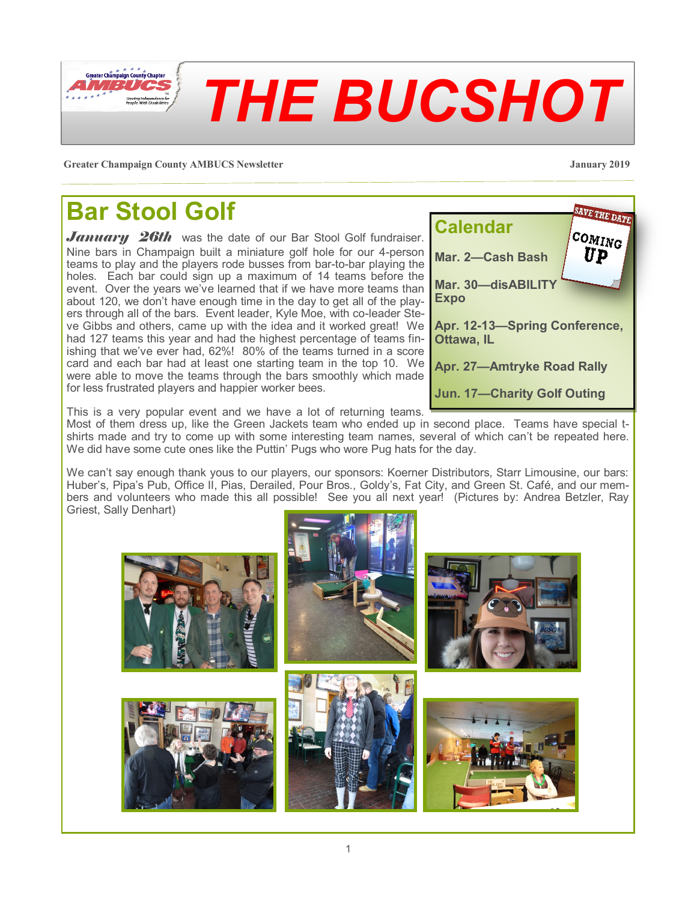# THE BUCSHOT

Greater Champaign County AMBUCS Newsletter — January 2019

## Bar Stool Golf

***January 26th*** was the date of our Bar Stool Golf fundraiser. Nine bars in Champaign built a miniature golf hole for our 4-person teams to play and the players rode busses from bar-to-bar playing the holes. Each bar could sign up a maximum of 14 teams before the event. Over the years we've learned that if we have more teams than about 120, we don't have enough time in the day to get all of the players through all of the bars. Event leader, Kyle Moe, with co-leader Steve Gibbs and others, came up with the idea and it worked great! We had 127 teams this year and had the highest percentage of teams finishing that we've ever had, 62%! 80% of the teams turned in a score card and each bar had at least one starting team in the top 10. We were able to move the teams through the bars smoothly which made for less frustrated players and happier worker bees.

This is a very popular event and we have a lot of returning teams. Most of them dress up, like the Green Jackets team who ended up in second place. Teams have special t-shirts made and try to come up with some interesting team names, several of which can't be repeated here. We did have some cute ones like the Puttin' Pugs who wore Pug hats for the day.

We can't say enough thank yous to our players, our sponsors: Koerner Distributors, Starr Limousine, our bars: Huber's, Pipa's Pub, Office II, Pias, Derailed, Pour Bros., Goldy's, Fat City, and Green St. Café, and our members and volunteers who made this all possible! See you all next year! (Pictures by: Andrea Betzler, Ray Griest, Sally Denhart)

## Calendar

SAVE THE DATE — COMING UP

**Mar. 2—Cash Bash**

**Mar. 30—disABILITY Expo**

**Apr. 12-13—Spring Conference, Ottawa, IL**

**Apr. 27—Amtryke Road Rally**

**Jun. 17—Charity Golf Outing**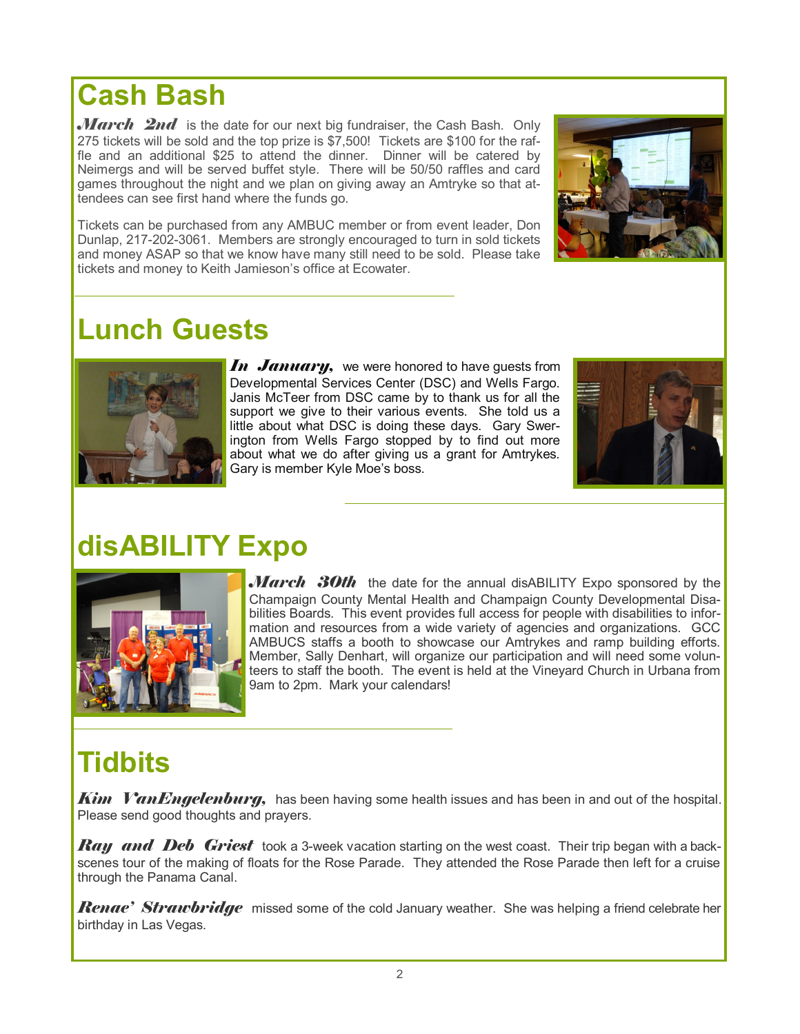## Cash Bash

***March 2nd*** is the date for our next big fundraiser, the Cash Bash. Only 275 tickets will be sold and the top prize is $7,500! Tickets are $100 for the raffle and an additional $25 to attend the dinner. Dinner will be catered by Neimergs and will be served buffet style. There will be 50/50 raffles and card games throughout the night and we plan on giving away an Amtryke so that attendees can see first hand where the funds go.

Tickets can be purchased from any AMBUC member or from event leader, Don Dunlap, 217-202-3061. Members are strongly encouraged to turn in sold tickets and money ASAP so that we know how many still need to be sold. Please take tickets and money to Keith Jamieson's office at Ecowater.

## Lunch Guests

***In January,*** we were honored to have guests from Developmental Services Center (DSC) and Wells Fargo. Janis McTeer from DSC came by to thank us for all the support we give to their various events. She told us a little about what DSC is doing these days. Gary Swerington from Wells Fargo stopped by to find out more about what we do after giving us a grant for Amtrykes. Gary is member Kyle Moe's boss.

## disABILITY Expo

***March 30th*** the date for the annual disABILITY Expo sponsored by the Champaign County Mental Health and Champaign County Developmental Disabilities Boards. This event provides full access for people with disabilities to information and resources from a wide variety of agencies and organizations. GCC AMBUCS staffs a booth to showcase our Amtrykes and ramp building efforts. Member, Sally Denhart, will organize our participation and will need some volunteers to staff the booth. The event is held at the Vineyard Church in Urbana from 9am to 2pm. Mark your calendars!

## Tidbits

***Kim VanEngelenburg,*** has been having some health issues and has been in and out of the hospital. Please send good thoughts and prayers.

***Ray and Deb Griest*** took a 3-week vacation starting on the west coast. Their trip began with a back-scenes tour of the making of floats for the Rose Parade. They attended the Rose Parade then left for a cruise through the Panama Canal.

***Renae' Strawbridge*** missed some of the cold January weather. She was helping a friend celebrate her birthday in Las Vegas.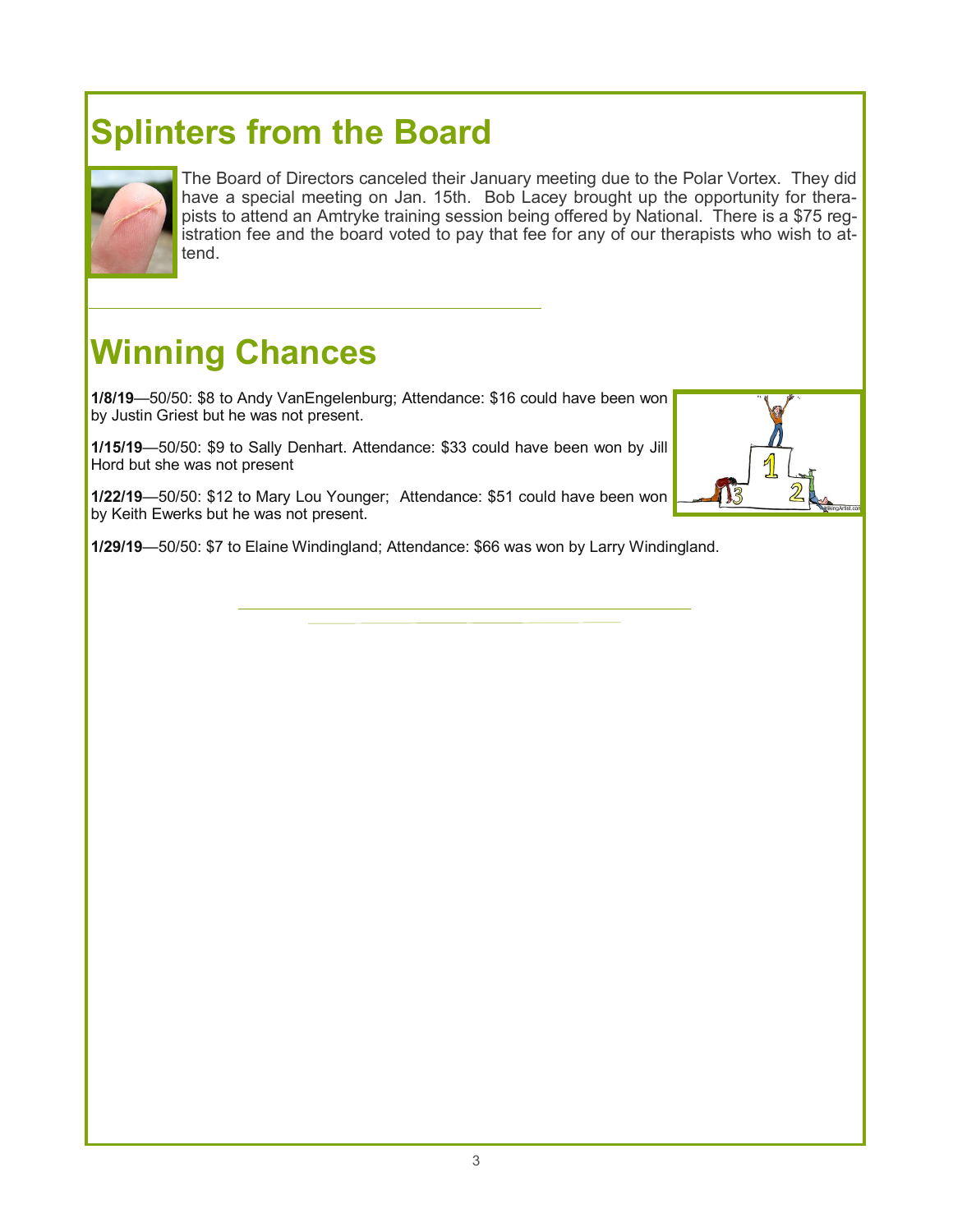# Splinters from the Board

The Board of Directors canceled their January meeting due to the Polar Vortex. They did have a special meeting on Jan. 15th. Bob Lacey brought up the opportunity for therapists to attend an Amtryke training session being offered by National. There is a $75 registration fee and the board voted to pay that fee for any of our therapists who wish to attend.

# Winning Chances

**1/8/19**—50/50: $8 to Andy VanEngelenburg; Attendance: $16 could have been won by Justin Griest but he was not present.

**1/15/19**—50/50: $9 to Sally Denhart. Attendance: $33 could have been won by Jill Hord but she was not present

**1/22/19**—50/50: $12 to Mary Lou Younger; Attendance: $51 could have been won by Keith Ewerks but he was not present.

**1/29/19**—50/50: $7 to Elaine Windingland; Attendance: $66 was won by Larry Windingland.